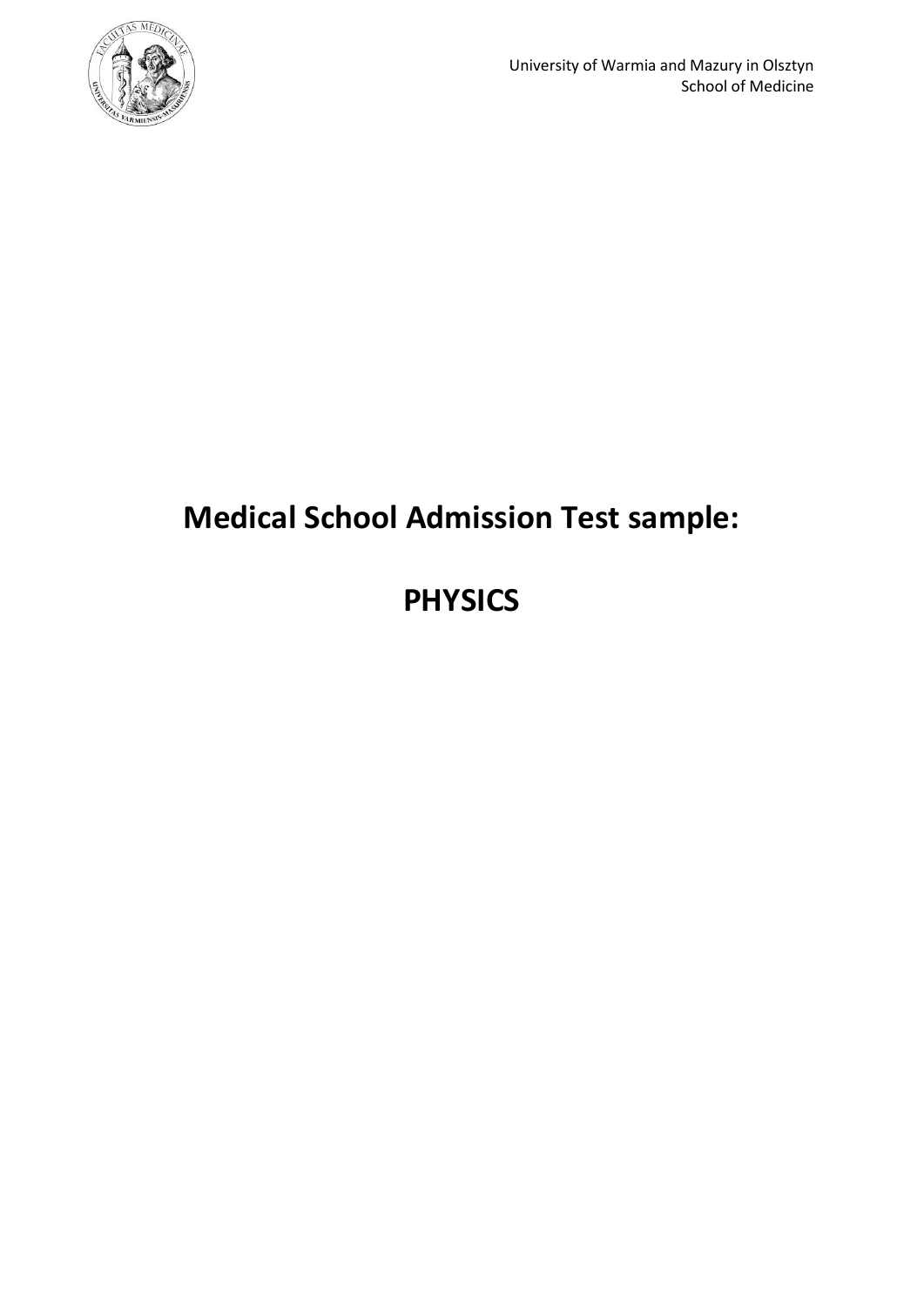University of Warmia and Mazury in Olsztyn
School of Medicine

# Medical School Admission Test sample:

# PHYSICS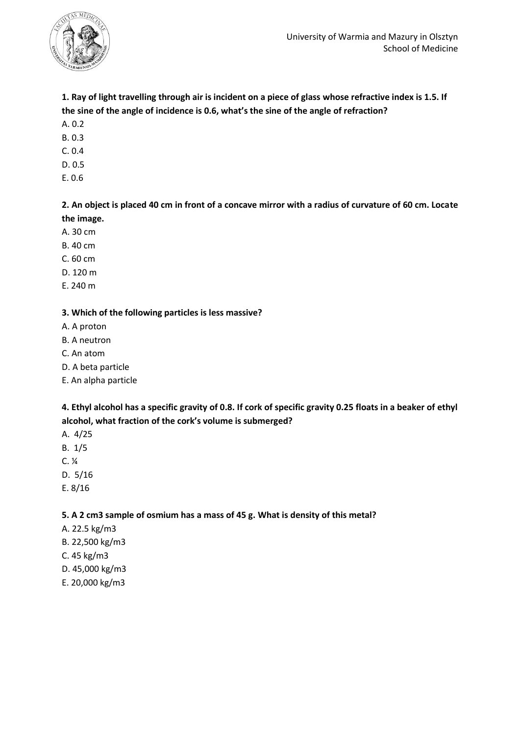**1. Ray of light travelling through air is incident on a piece of glass whose refractive index is 1.5. If the sine of the angle of incidence is 0.6, what's the sine of the angle of refraction?**

A. 0.2
B. 0.3
C. 0.4
D. 0.5
E. 0.6

**2. An object is placed 40 cm in front of a concave mirror with a radius of curvature of 60 cm. Locate the image.**

A. 30 cm
B. 40 cm
C. 60 cm
D. 120 m
E. 240 m

**3. Which of the following particles is less massive?**

A. A proton
B. A neutron
C. An atom
D. A beta particle
E. An alpha particle

**4. Ethyl alcohol has a specific gravity of 0.8. If cork of specific gravity 0.25 floats in a beaker of ethyl alcohol, what fraction of the cork's volume is submerged?**

A. 4/25
B. 1/5
C. ¼
D. 5/16
E. 8/16

**5. A 2 cm3 sample of osmium has a mass of 45 g. What is density of this metal?**

A. 22.5 kg/m3
B. 22,500 kg/m3
C. 45 kg/m3
D. 45,000 kg/m3
E. 20,000 kg/m3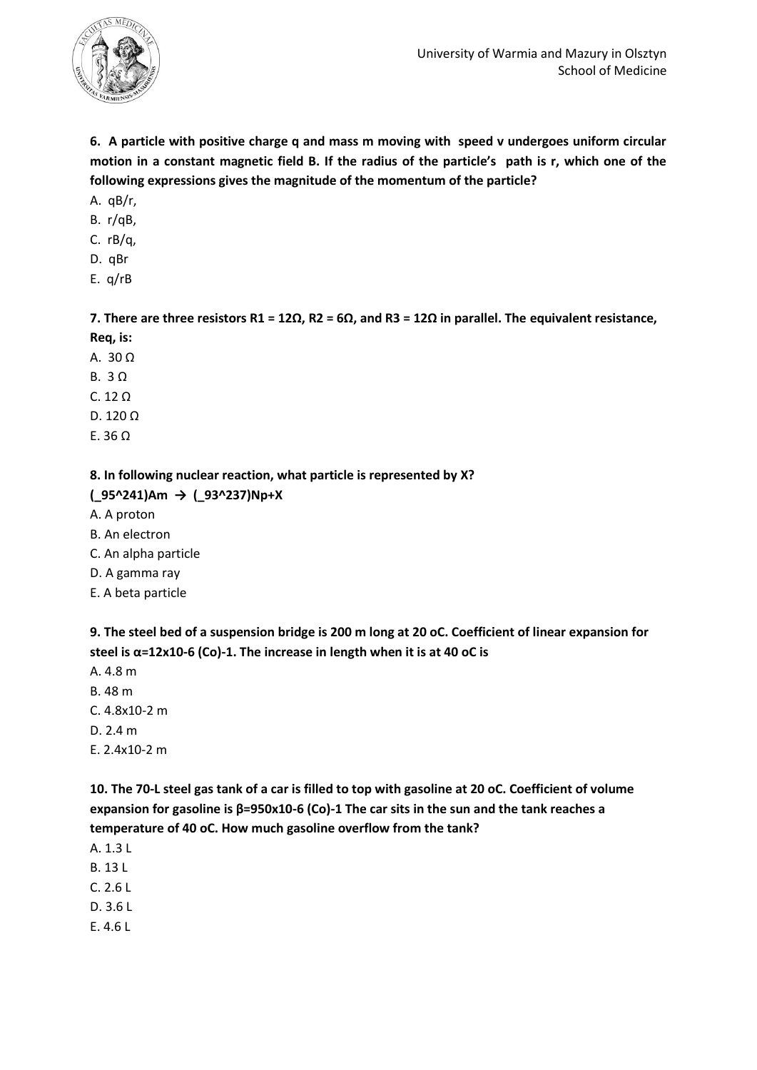**6. A particle with positive charge q and mass m moving with speed v undergoes uniform circular motion in a constant magnetic field B. If the radius of the particle's path is r, which one of the following expressions gives the magnitude of the momentum of the particle?**

A. $qB/r$,
B. $r/qB$,
C. $rB/q$,
D. $qBr$
E. $q/rB$

**7. There are three resistors R1 = 12Ω, R2 = 6Ω, and R3 = 12Ω in parallel. The equivalent resistance, Req, is:**

A. 30 Ω
B. 3 Ω
C. 12 Ω
D. 120 Ω
E. 36 Ω

**8. In following nuclear reaction, what particle is represented by X?**

**$^{241}_{95}Am \rightarrow {}^{237}_{93}Np + X$**

A. A proton
B. An electron
C. An alpha particle
D. A gamma ray
E. A beta particle

**9. The steel bed of a suspension bridge is 200 m long at 20 oC. Coefficient of linear expansion for steel is $\alpha=12\times10^{-6}$ (Co)-1. The increase in length when it is at 40 oC is**

A. 4.8 m
B. 48 m
C. $4.8\times10^{-2}$ m
D. 2.4 m
E. $2.4\times10^{-2}$ m

**10. The 70-L steel gas tank of a car is filled to top with gasoline at 20 oC. Coefficient of volume expansion for gasoline is $\beta=950\times10^{-6}$ (Co)-1 The car sits in the sun and the tank reaches a temperature of 40 oC. How much gasoline overflow from the tank?**

A. 1.3 L
B. 13 L
C. 2.6 L
D. 3.6 L
E. 4.6 L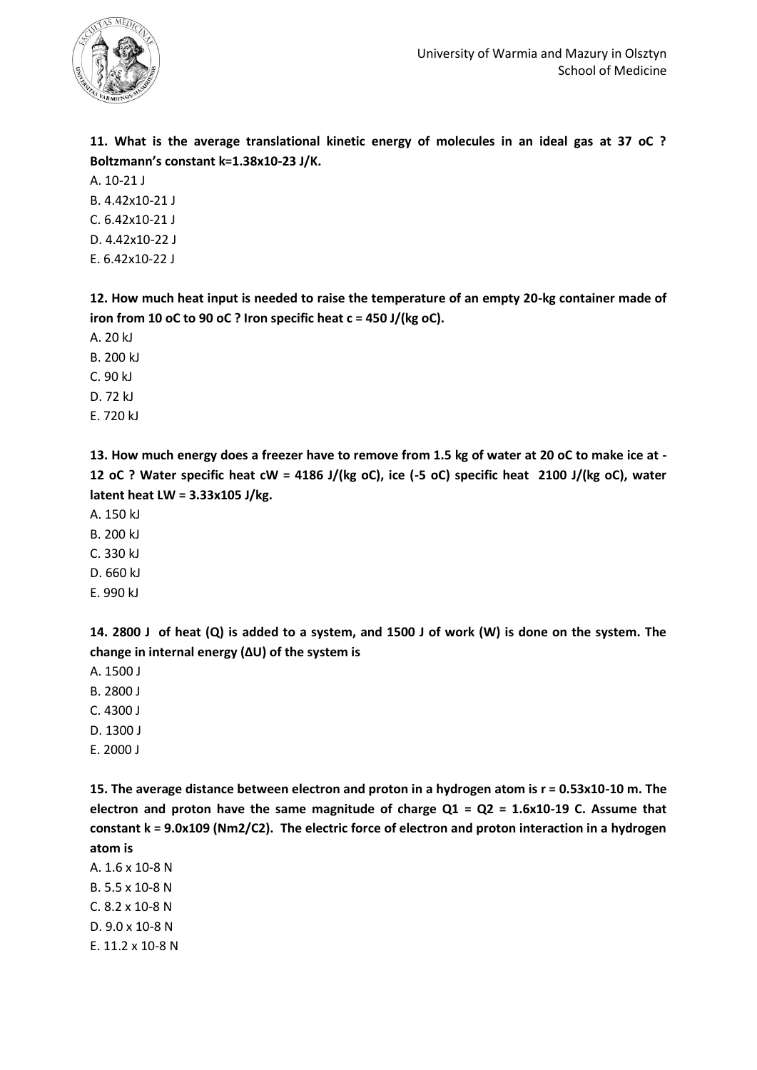**11. What is the average translational kinetic energy of molecules in an ideal gas at 37 oC ? Boltzmann's constant $k=1.38\times10^{-23}$ J/K.**

A. $10^{-21}$ J

B. $4.42\times10^{-21}$ J

C. $6.42\times10^{-21}$ J

D. $4.42\times10^{-22}$ J

E. $6.42\times10^{-22}$ J

**12. How much heat input is needed to raise the temperature of an empty 20-kg container made of iron from 10 oC to 90 oC ? Iron specific heat c = 450 J/(kg oC).**

A. 20 kJ

B. 200 kJ

C. 90 kJ

D. 72 kJ

E. 720 kJ

**13. How much energy does a freezer have to remove from 1.5 kg of water at 20 oC to make ice at -12 oC ? Water specific heat $c_W$ = 4186 J/(kg oC), ice (-5 oC) specific heat 2100 J/(kg oC), water latent heat $L_W = 3.33\times10^{5}$ J/kg.**

A. 150 kJ

B. 200 kJ

C. 330 kJ

D. 660 kJ

E. 990 kJ

**14. 2800 J of heat (Q) is added to a system, and 1500 J of work (W) is done on the system. The change in internal energy (ΔU) of the system is**

A. 1500 J

B. 2800 J

C. 4300 J

D. 1300 J

E. 2000 J

**15. The average distance between electron and proton in a hydrogen atom is $r = 0.53\times10^{-10}$ m. The electron and proton have the same magnitude of charge $Q_1 = Q_2 = 1.6\times10^{-19}$ C. Assume that constant $k = 9.0\times10^{9}$ ($Nm^2/C^2$). The electric force of electron and proton interaction in a hydrogen atom is**

A. $1.6 \times 10^{-8}$ N

B. $5.5 \times 10^{-8}$ N

C. $8.2 \times 10^{-8}$ N

D. $9.0 \times 10^{-8}$ N

E. $11.2 \times 10^{-8}$ N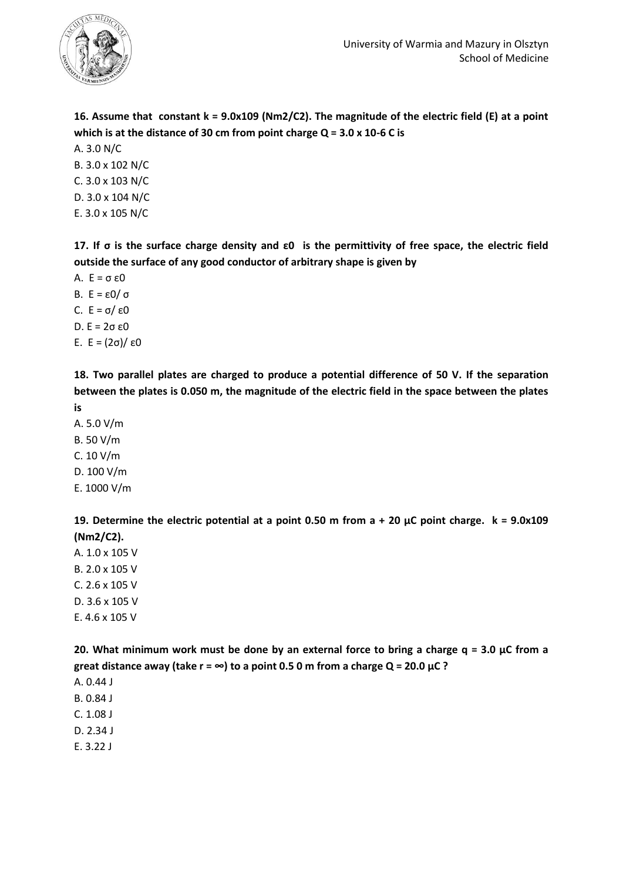**16. Assume that constant $k = 9.0 \times 10^9$ ($Nm^2/C^2$). The magnitude of the electric field (E) at a point which is at the distance of 30 cm from point charge $Q = 3.0 \times 10^{-6}$ C is**

A. 3.0 N/C
B. $3.0 \times 10^2$ N/C
C. $3.0 \times 10^3$ N/C
D. $3.0 \times 10^4$ N/C
E. $3.0 \times 10^5$ N/C

**17. If σ is the surface charge density and $\varepsilon_0$ is the permittivity of free space, the electric field outside the surface of any good conductor of arbitrary shape is given by**

A. $E = \sigma \varepsilon_0$
B. $E = \varepsilon_0 / \sigma$
C. $E = \sigma / \varepsilon_0$
D. $E = 2\sigma \varepsilon_0$
E. $E = (2\sigma)/ \varepsilon_0$

**18. Two parallel plates are charged to produce a potential difference of 50 V. If the separation between the plates is 0.050 m, the magnitude of the electric field in the space between the plates is**

A. 5.0 V/m
B. 50 V/m
C. 10 V/m
D. 100 V/m
E. 1000 V/m

**19. Determine the electric potential at a point 0.50 m from a + 20 μC point charge. $k = 9.0 \times 10^9$ ($Nm^2/C^2$).**

A. $1.0 \times 10^5$ V
B. $2.0 \times 10^5$ V
C. $2.6 \times 10^5$ V
D. $3.6 \times 10^5$ V
E. $4.6 \times 10^5$ V

**20. What minimum work must be done by an external force to bring a charge q = 3.0 μC from a great distance away (take $r = \infty$) to a point 0.5 0 m from a charge Q = 20.0 μC ?**

A. 0.44 J
B. 0.84 J
C. 1.08 J
D. 2.34 J
E. 3.22 J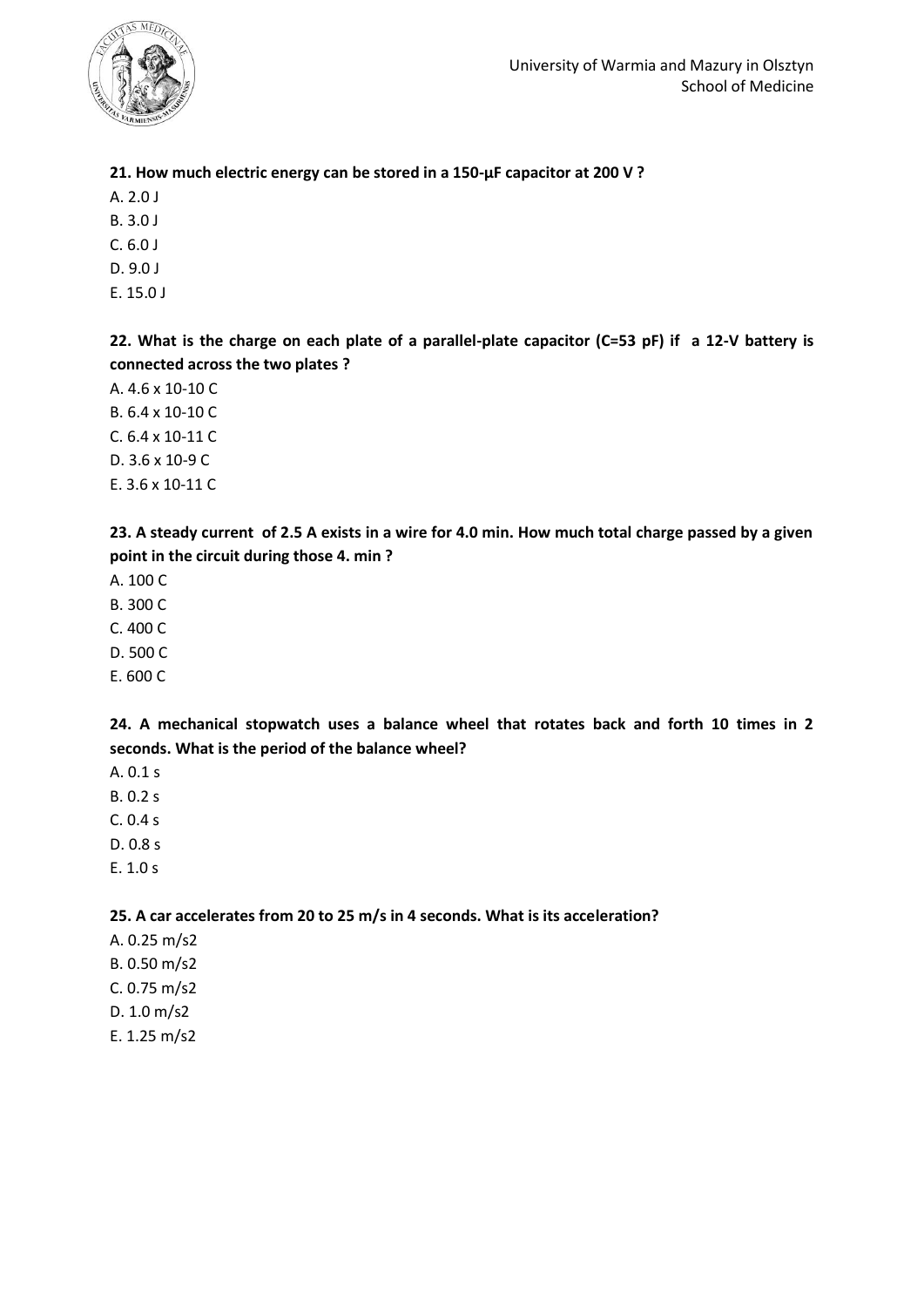**21. How much electric energy can be stored in a 150-μF capacitor at 200 V ?**

A. 2.0 J
B. 3.0 J
C. 6.0 J
D. 9.0 J
E. 15.0 J

**22. What is the charge on each plate of a parallel-plate capacitor (C=53 pF) if a 12-V battery is connected across the two plates ?**

A. 4.6 x 10-10 C
B. 6.4 x 10-10 C
C. 6.4 x 10-11 C
D. 3.6 x 10-9 C
E. 3.6 x 10-11 C

**23. A steady current of 2.5 A exists in a wire for 4.0 min. How much total charge passed by a given point in the circuit during those 4. min ?**

A. 100 C
B. 300 C
C. 400 C
D. 500 C
E. 600 C

**24. A mechanical stopwatch uses a balance wheel that rotates back and forth 10 times in 2 seconds. What is the period of the balance wheel?**

A. 0.1 s
B. 0.2 s
C. 0.4 s
D. 0.8 s
E. 1.0 s

**25. A car accelerates from 20 to 25 m/s in 4 seconds. What is its acceleration?**

A. 0.25 m/s2
B. 0.50 m/s2
C. 0.75 m/s2
D. 1.0 m/s2
E. 1.25 m/s2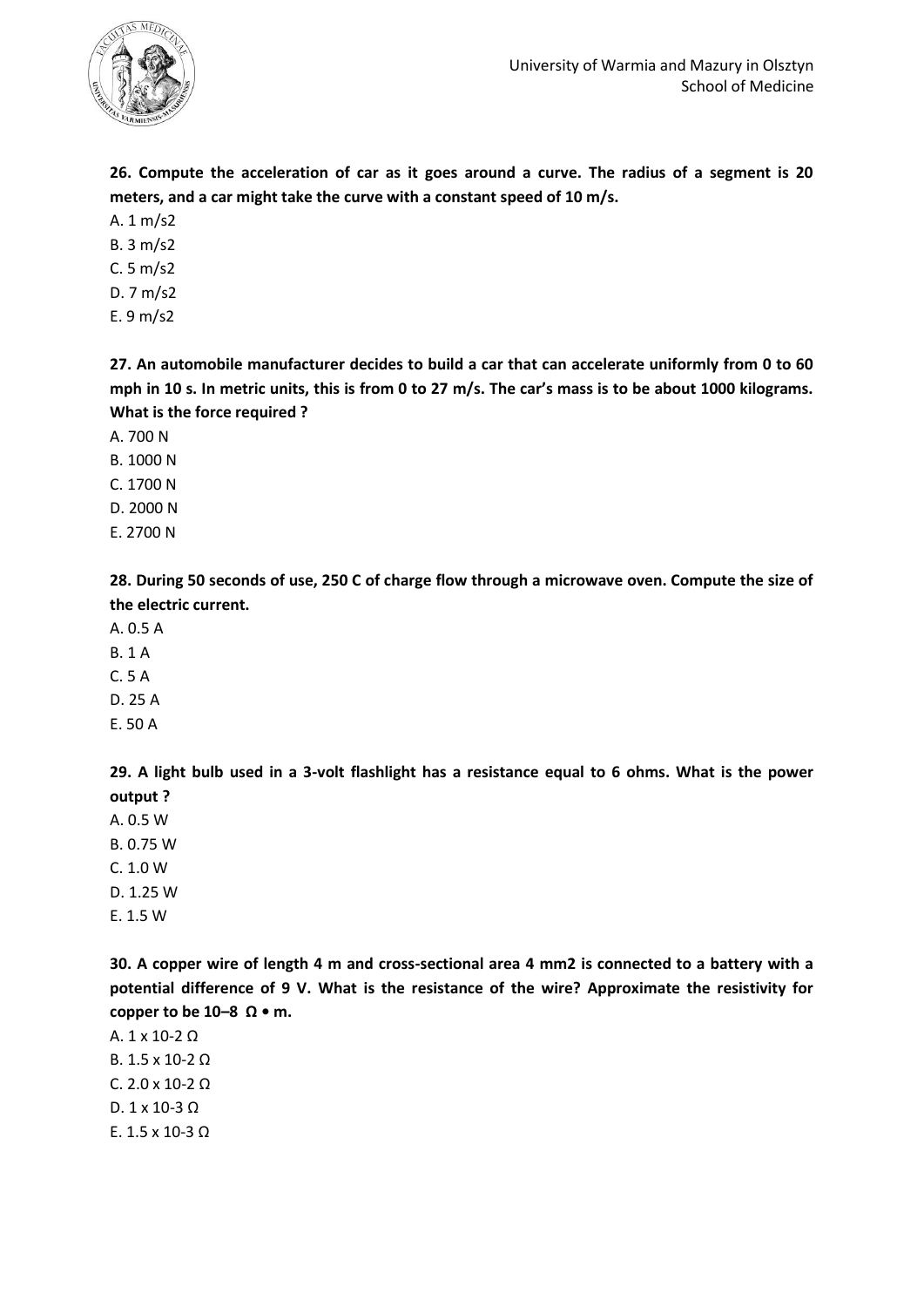**26. Compute the acceleration of car as it goes around a curve. The radius of a segment is 20 meters, and a car might take the curve with a constant speed of 10 m/s.**

A. 1 $m/s^2$

B. 3 $m/s^2$

C. 5 $m/s^2$

D. 7 $m/s^2$

E. 9 $m/s^2$

**27. An automobile manufacturer decides to build a car that can accelerate uniformly from 0 to 60 mph in 10 s. In metric units, this is from 0 to 27 m/s. The car's mass is to be about 1000 kilograms. What is the force required ?**

A. 700 N

B. 1000 N

C. 1700 N

D. 2000 N

E. 2700 N

**28. During 50 seconds of use, 250 C of charge flow through a microwave oven. Compute the size of the electric current.**

A. 0.5 A

B. 1 A

C. 5 A

D. 25 A

E. 50 A

**29. A light bulb used in a 3-volt flashlight has a resistance equal to 6 ohms. What is the power output ?**

A. 0.5 W

B. 0.75 W

C. 1.0 W

D. 1.25 W

E. 1.5 W

**30. A copper wire of length 4 m and cross-sectional area 4 $mm^2$ is connected to a battery with a potential difference of 9 V. What is the resistance of the wire? Approximate the resistivity for copper to be $10^{-8}$ Ω • m.**

A. $1 \times 10^{-2}$ Ω

B. $1.5 \times 10^{-2}$ Ω

C. $2.0 \times 10^{-2}$ Ω

D. $1 \times 10^{-3}$ Ω

E. $1.5 \times 10^{-3}$ Ω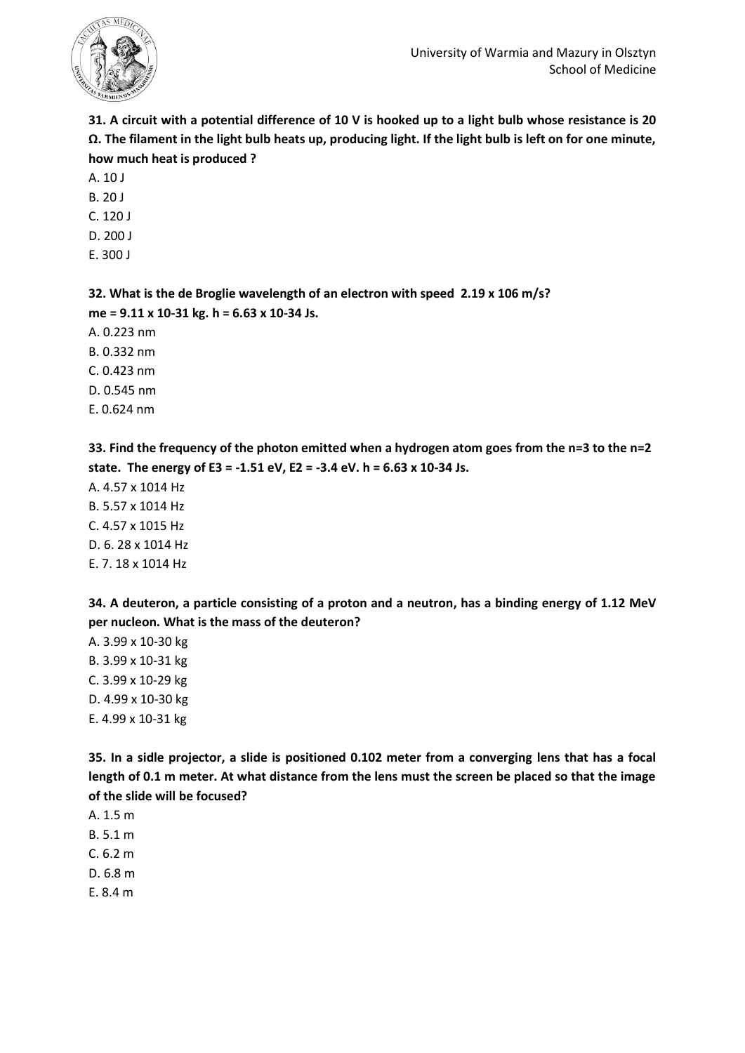**31. A circuit with a potential difference of 10 V is hooked up to a light bulb whose resistance is 20 Ω. The filament in the light bulb heats up, producing light. If the light bulb is left on for one minute, how much heat is produced ?**

A. 10 J

B. 20 J

C. 120 J

D. 200 J

E. 300 J

**32. What is the de Broglie wavelength of an electron with speed 2.19 x 106 m/s?**
**me = 9.11 x 10-31 kg. h = 6.63 x 10-34 Js.**

A. 0.223 nm

B. 0.332 nm

C. 0.423 nm

D. 0.545 nm

E. 0.624 nm

**33. Find the frequency of the photon emitted when a hydrogen atom goes from the n=3 to the n=2 state. The energy of E3 = -1.51 eV, E2 = -3.4 eV. h = 6.63 x 10-34 Js.**

A. 4.57 x 1014 Hz

B. 5.57 x 1014 Hz

C. 4.57 x 1015 Hz

D. 6. 28 x 1014 Hz

E. 7. 18 x 1014 Hz

**34. A deuteron, a particle consisting of a proton and a neutron, has a binding energy of 1.12 MeV per nucleon. What is the mass of the deuteron?**

A. 3.99 x 10-30 kg

B. 3.99 x 10-31 kg

C. 3.99 x 10-29 kg

D. 4.99 x 10-30 kg

E. 4.99 x 10-31 kg

**35. In a sidle projector, a slide is positioned 0.102 meter from a converging lens that has a focal length of 0.1 m meter. At what distance from the lens must the screen be placed so that the image of the slide will be focused?**

A. 1.5 m

B. 5.1 m

C. 6.2 m

D. 6.8 m

E. 8.4 m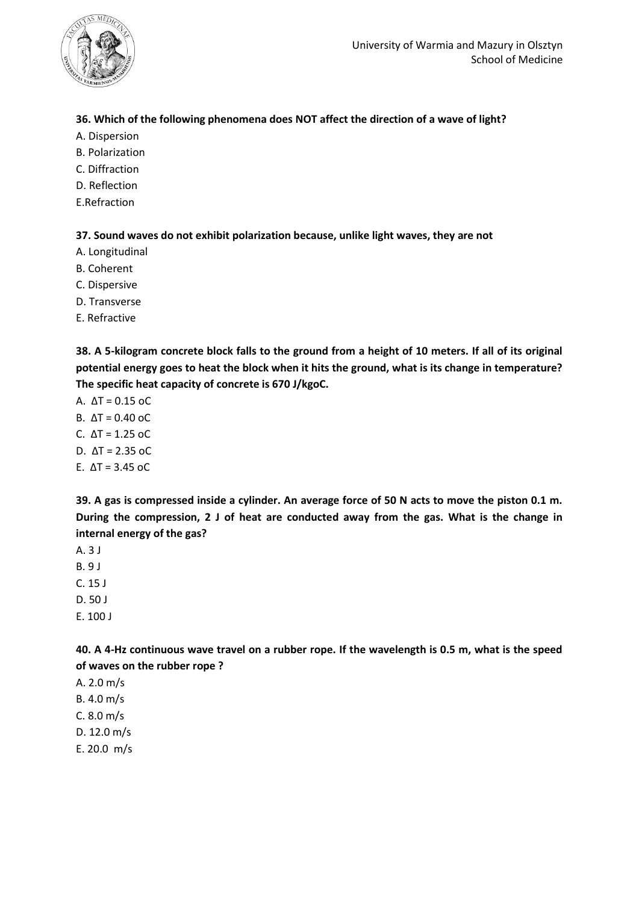**36. Which of the following phenomena does NOT affect the direction of a wave of light?**

A. Dispersion
B. Polarization
C. Diffraction
D. Reflection
E.Refraction

**37. Sound waves do not exhibit polarization because, unlike light waves, they are not**

A. Longitudinal
B. Coherent
C. Dispersive
D. Transverse
E. Refractive

**38. A 5-kilogram concrete block falls to the ground from a height of 10 meters. If all of its original potential energy goes to heat the block when it hits the ground, what is its change in temperature? The specific heat capacity of concrete is 670 J/kgoC.**

A. $\Delta T = 0.15$ oC
B. $\Delta T = 0.40$ oC
C. $\Delta T = 1.25$ oC
D. $\Delta T = 2.35$ oC
E. $\Delta T = 3.45$ oC

**39. A gas is compressed inside a cylinder. An average force of 50 N acts to move the piston 0.1 m. During the compression, 2 J of heat are conducted away from the gas. What is the change in internal energy of the gas?**

A. 3 J
B. 9 J
C. 15 J
D. 50 J
E. 100 J

**40. A 4-Hz continuous wave travel on a rubber rope. If the wavelength is 0.5 m, what is the speed of waves on the rubber rope ?**

A. 2.0 m/s
B. 4.0 m/s
C. 8.0 m/s
D. 12.0 m/s
E. 20.0 m/s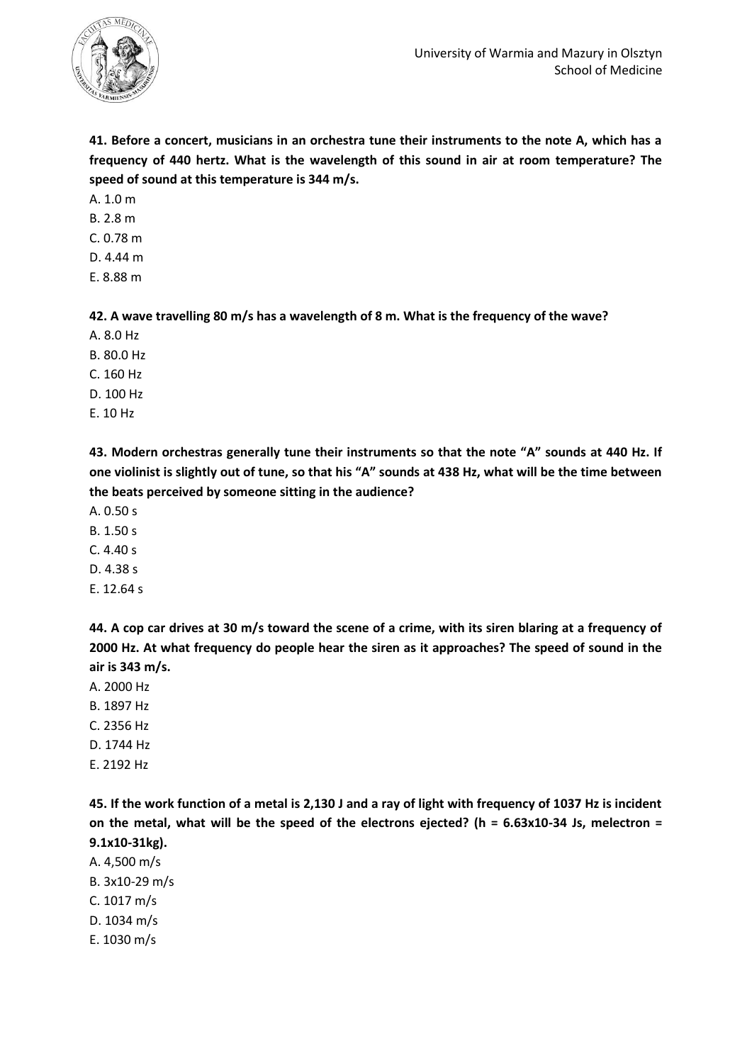**41. Before a concert, musicians in an orchestra tune their instruments to the note A, which has a frequency of 440 hertz. What is the wavelength of this sound in air at room temperature? The speed of sound at this temperature is 344 m/s.**

A. 1.0 m

B. 2.8 m

C. 0.78 m

D. 4.44 m

E. 8.88 m

**42. A wave travelling 80 m/s has a wavelength of 8 m. What is the frequency of the wave?**

A. 8.0 Hz

B. 80.0 Hz

C. 160 Hz

D. 100 Hz

E. 10 Hz

**43. Modern orchestras generally tune their instruments so that the note "A" sounds at 440 Hz. If one violinist is slightly out of tune, so that his "A" sounds at 438 Hz, what will be the time between the beats perceived by someone sitting in the audience?**

A. 0.50 s

B. 1.50 s

C. 4.40 s

D. 4.38 s

E. 12.64 s

**44. A cop car drives at 30 m/s toward the scene of a crime, with its siren blaring at a frequency of 2000 Hz. At what frequency do people hear the siren as it approaches? The speed of sound in the air is 343 m/s.**

A. 2000 Hz

B. 1897 Hz

C. 2356 Hz

D. 1744 Hz

E. 2192 Hz

**45. If the work function of a metal is 2,130 J and a ray of light with frequency of 1037 Hz is incident on the metal, what will be the speed of the electrons ejected? (h = 6.63x10-34 Js, melectron = 9.1x10-31kg).**

A. 4,500 m/s

B. 3x10-29 m/s

C. 1017 m/s

D. 1034 m/s

E. 1030 m/s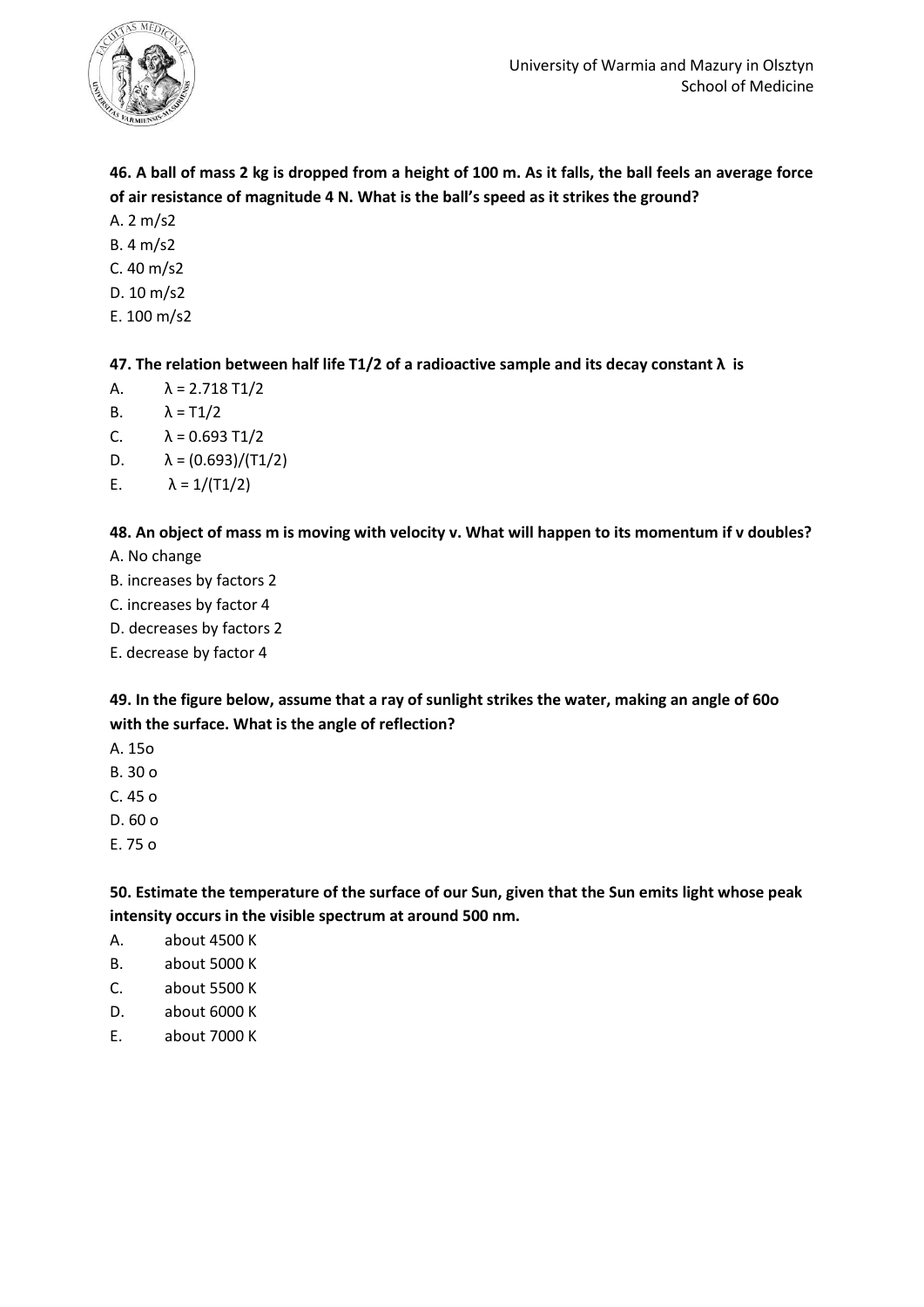**46. A ball of mass 2 kg is dropped from a height of 100 m. As it falls, the ball feels an average force of air resistance of magnitude 4 N. What is the ball's speed as it strikes the ground?**

A. 2 m/s2

B. 4 m/s2

C. 40 m/s2

D. 10 m/s2

E. 100 m/s2

**47. The relation between half life $T_{1/2}$ of a radioactive sample and its decay constant λ is**

A. $\lambda = 2.718\, T_{1/2}$

B. $\lambda = T_{1/2}$

C. $\lambda = 0.693\, T_{1/2}$

D. $\lambda = (0.693)/(T_{1/2})$

E. $\lambda = 1/(T_{1/2})$

**48. An object of mass m is moving with velocity v. What will happen to its momentum if v doubles?**

A. No change

B. increases by factors 2

C. increases by factor 4

D. decreases by factors 2

E. decrease by factor 4

**49. In the figure below, assume that a ray of sunlight strikes the water, making an angle of 60o with the surface. What is the angle of reflection?**

A. 15o

B. 30 o

C. 45 o

D. 60 o

E. 75 o

**50. Estimate the temperature of the surface of our Sun, given that the Sun emits light whose peak intensity occurs in the visible spectrum at around 500 nm.**

A. about 4500 K

B. about 5000 K

C. about 5500 K

D. about 6000 K

E. about 7000 K